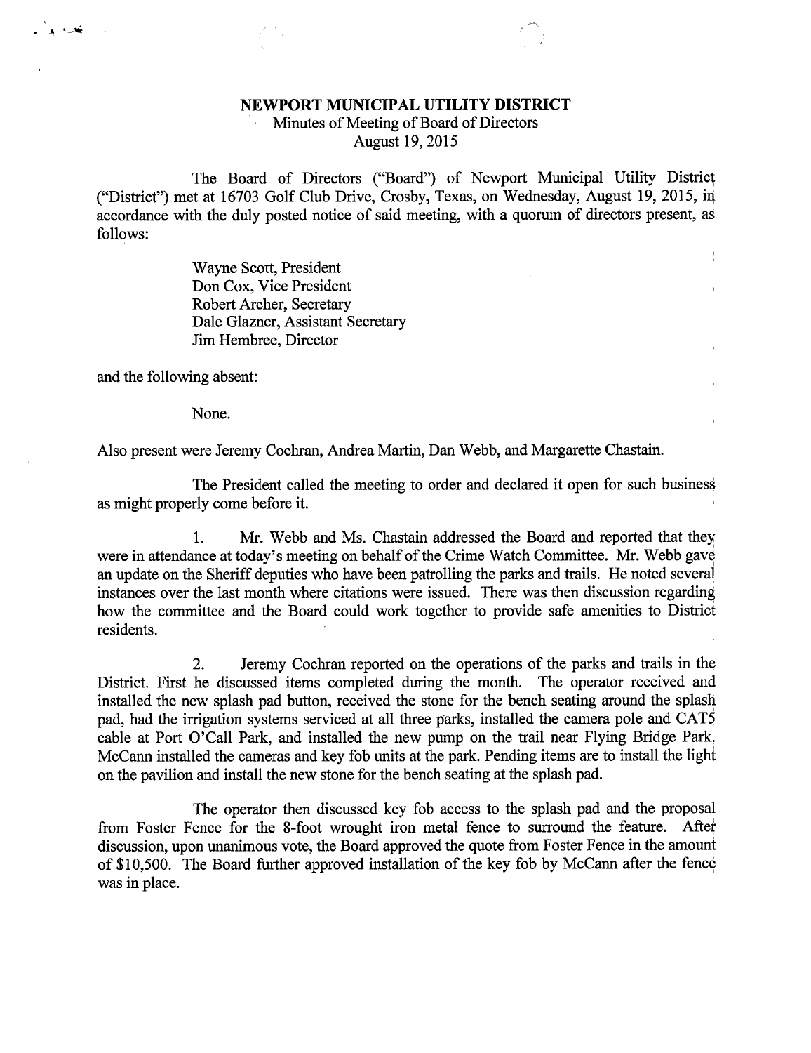# NEWPORT MUNICIPAL UTILITY DISTRICT

Minutes of Meeting of Board of Directors
August 19, 2015

The Board of Directors ("Board") of Newport Municipal Utility District ("District") met at 16703 Golf Club Drive, Crosby, Texas, on Wednesday, August 19, 2015, in accordance with the duly posted notice of said meeting, with a quorum of directors present, as follows:

Wayne Scott, President
Don Cox, Vice President
Robert Archer, Secretary
Dale Glazner, Assistant Secretary
Jim Hembree, Director

and the following absent:

None.

Also present were Jeremy Cochran, Andrea Martin, Dan Webb, and Margarette Chastain.

The President called the meeting to order and declared it open for such business as might properly come before it.

1. Mr. Webb and Ms. Chastain addressed the Board and reported that they were in attendance at today's meeting on behalf of the Crime Watch Committee. Mr. Webb gave an update on the Sheriff deputies who have been patrolling the parks and trails. He noted several instances over the last month where citations were issued. There was then discussion regarding how the committee and the Board could work together to provide safe amenities to District residents.

2. Jeremy Cochran reported on the operations of the parks and trails in the District. First he discussed items completed during the month. The operator received and installed the new splash pad button, received the stone for the bench seating around the splash pad, had the irrigation systems serviced at all three parks, installed the camera pole and CAT5 cable at Port O'Call Park, and installed the new pump on the trail near Flying Bridge Park. McCann installed the cameras and key fob units at the park. Pending items are to install the light on the pavilion and install the new stone for the bench seating at the splash pad.

The operator then discussed key fob access to the splash pad and the proposal from Foster Fence for the 8-foot wrought iron metal fence to surround the feature. After discussion, upon unanimous vote, the Board approved the quote from Foster Fence in the amount of $10,500. The Board further approved installation of the key fob by McCann after the fence was in place.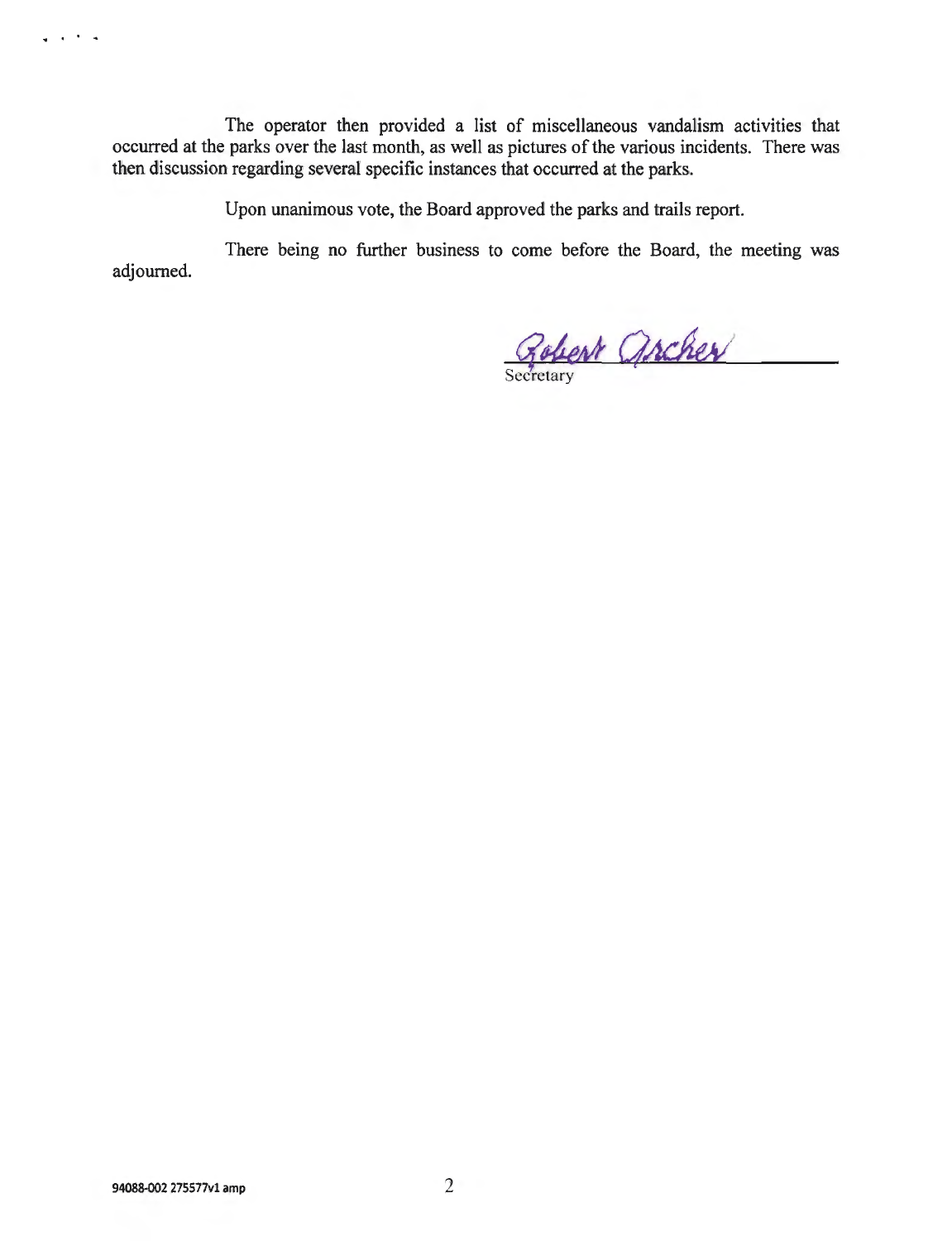The operator then provided a list of miscellaneous vandalism activities that occurred at the parks over the last month, as well as pictures of the various incidents. There was then discussion regarding several specific instances that occurred at the parks.

Upon unanimous vote, the Board approved the parks and trails report.

There being no further business to come before the Board, the meeting was adjourned.

Robert Archer

Secretary

94088-002 275577v1 amp